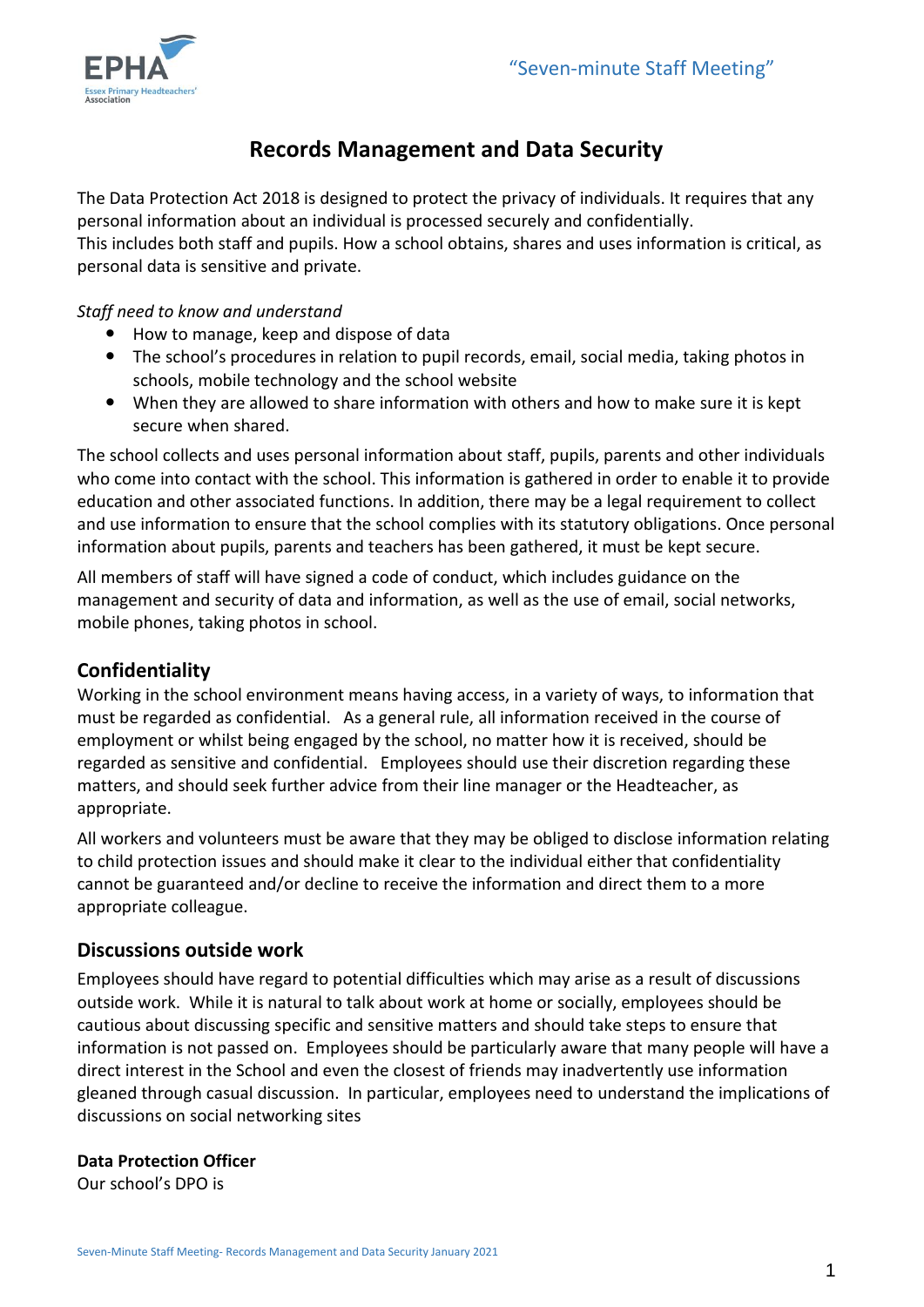# Records Management and Data Security

The Data Protection Act 2018 is designed to protect the privacy of individuals. It requires that any personal information about an individual is processed securely and confidentially.
This includes both staff and pupils. How a school obtains, shares and uses information is critical, as personal data is sensitive and private.

*Staff need to know and understand*

- How to manage, keep and dispose of data
- The school's procedures in relation to pupil records, email, social media, taking photos in schools, mobile technology and the school website
- When they are allowed to share information with others and how to make sure it is kept secure when shared.

The school collects and uses personal information about staff, pupils, parents and other individuals who come into contact with the school. This information is gathered in order to enable it to provide education and other associated functions. In addition, there may be a legal requirement to collect and use information to ensure that the school complies with its statutory obligations. Once personal information about pupils, parents and teachers has been gathered, it must be kept secure.

All members of staff will have signed a code of conduct, which includes guidance on the management and security of data and information, as well as the use of email, social networks, mobile phones, taking photos in school.

## Confidentiality

Working in the school environment means having access, in a variety of ways, to information that must be regarded as confidential. As a general rule, all information received in the course of employment or whilst being engaged by the school, no matter how it is received, should be regarded as sensitive and confidential. Employees should use their discretion regarding these matters, and should seek further advice from their line manager or the Headteacher, as appropriate.

All workers and volunteers must be aware that they may be obliged to disclose information relating to child protection issues and should make it clear to the individual either that confidentiality cannot be guaranteed and/or decline to receive the information and direct them to a more appropriate colleague.

## Discussions outside work

Employees should have regard to potential difficulties which may arise as a result of discussions outside work. While it is natural to talk about work at home or socially, employees should be cautious about discussing specific and sensitive matters and should take steps to ensure that information is not passed on. Employees should be particularly aware that many people will have a direct interest in the School and even the closest of friends may inadvertently use information gleaned through casual discussion. In particular, employees need to understand the implications of discussions on social networking sites

**Data Protection Officer**
Our school's DPO is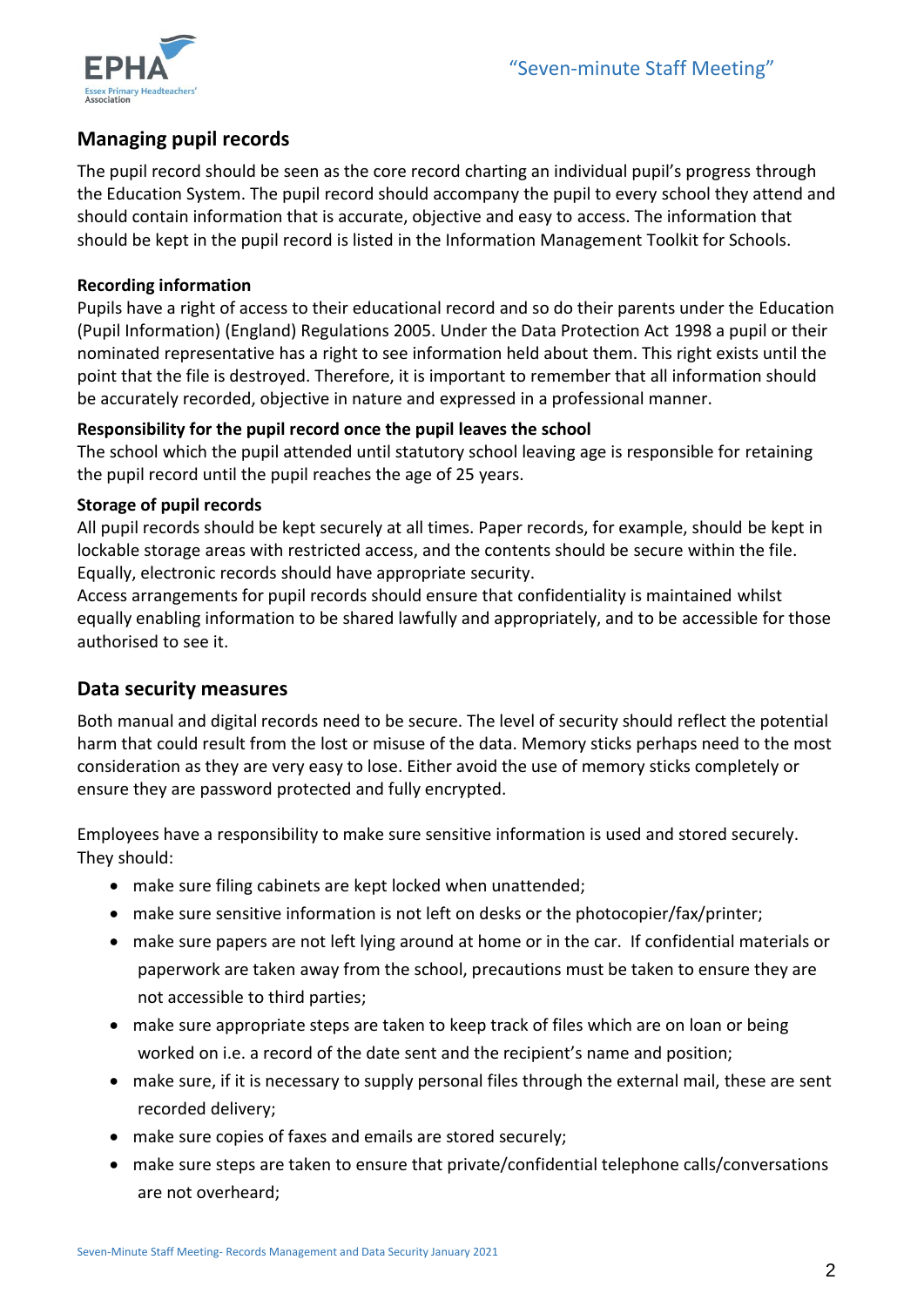## Managing pupil records

The pupil record should be seen as the core record charting an individual pupil's progress through the Education System. The pupil record should accompany the pupil to every school they attend and should contain information that is accurate, objective and easy to access. The information that should be kept in the pupil record is listed in the Information Management Toolkit for Schools.

### Recording information

Pupils have a right of access to their educational record and so do their parents under the Education (Pupil Information) (England) Regulations 2005. Under the Data Protection Act 1998 a pupil or their nominated representative has a right to see information held about them. This right exists until the point that the file is destroyed. Therefore, it is important to remember that all information should be accurately recorded, objective in nature and expressed in a professional manner.

### Responsibility for the pupil record once the pupil leaves the school

The school which the pupil attended until statutory school leaving age is responsible for retaining the pupil record until the pupil reaches the age of 25 years.

### Storage of pupil records

All pupil records should be kept securely at all times. Paper records, for example, should be kept in lockable storage areas with restricted access, and the contents should be secure within the file. Equally, electronic records should have appropriate security.

Access arrangements for pupil records should ensure that confidentiality is maintained whilst equally enabling information to be shared lawfully and appropriately, and to be accessible for those authorised to see it.

## Data security measures

Both manual and digital records need to be secure. The level of security should reflect the potential harm that could result from the lost or misuse of the data. Memory sticks perhaps need to the most consideration as they are very easy to lose. Either avoid the use of memory sticks completely or ensure they are password protected and fully encrypted.

Employees have a responsibility to make sure sensitive information is used and stored securely. They should:

- make sure filing cabinets are kept locked when unattended;
- make sure sensitive information is not left on desks or the photocopier/fax/printer;
- make sure papers are not left lying around at home or in the car. If confidential materials or paperwork are taken away from the school, precautions must be taken to ensure they are not accessible to third parties;
- make sure appropriate steps are taken to keep track of files which are on loan or being worked on i.e. a record of the date sent and the recipient's name and position;
- make sure, if it is necessary to supply personal files through the external mail, these are sent recorded delivery;
- make sure copies of faxes and emails are stored securely;
- make sure steps are taken to ensure that private/confidential telephone calls/conversations are not overheard;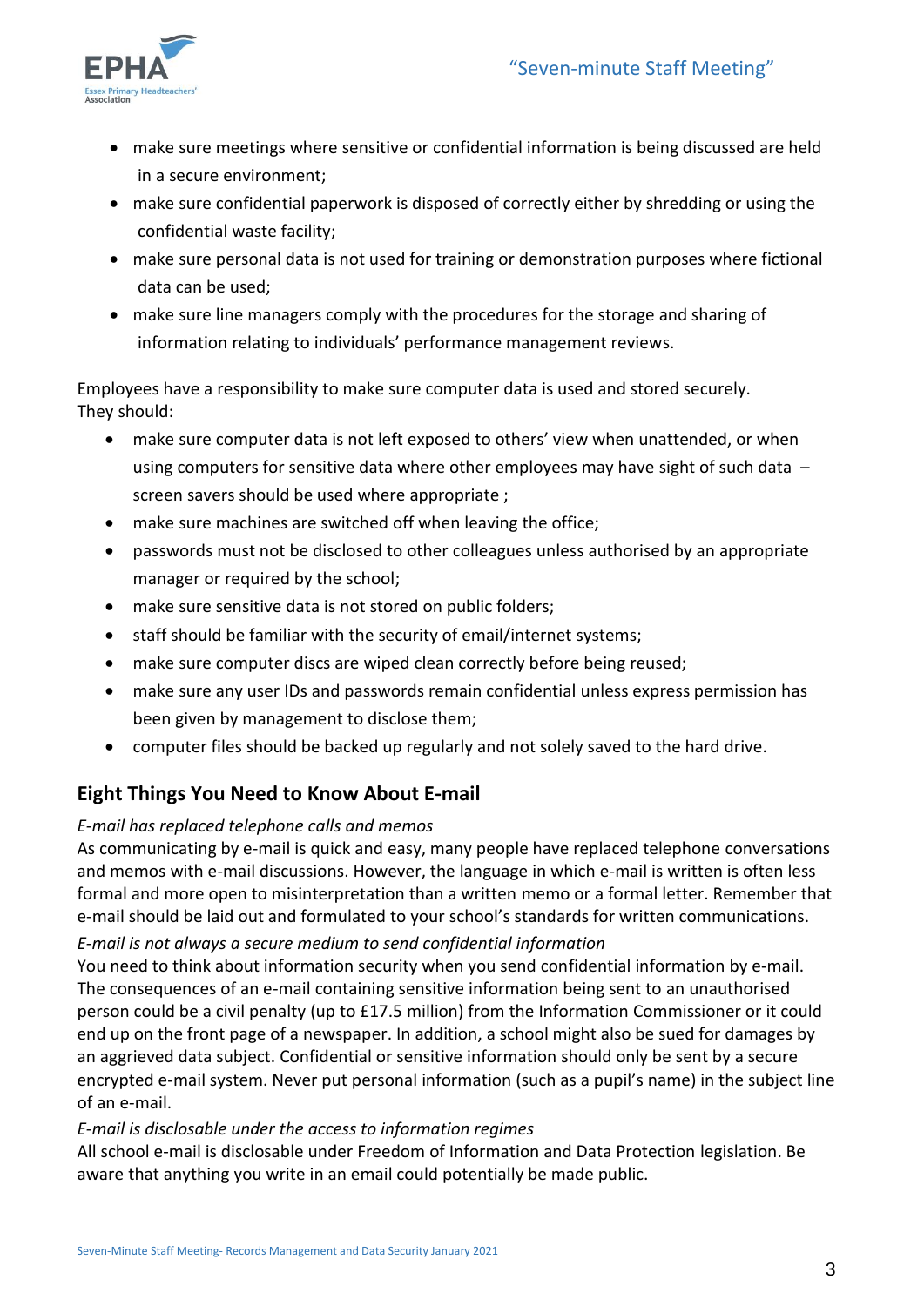- make sure meetings where sensitive or confidential information is being discussed are held in a secure environment;
- make sure confidential paperwork is disposed of correctly either by shredding or using the confidential waste facility;
- make sure personal data is not used for training or demonstration purposes where fictional data can be used;
- make sure line managers comply with the procedures for the storage and sharing of information relating to individuals' performance management reviews.

Employees have a responsibility to make sure computer data is used and stored securely. They should:

- make sure computer data is not left exposed to others' view when unattended, or when using computers for sensitive data where other employees may have sight of such data – screen savers should be used where appropriate ;
- make sure machines are switched off when leaving the office;
- passwords must not be disclosed to other colleagues unless authorised by an appropriate manager or required by the school;
- make sure sensitive data is not stored on public folders;
- staff should be familiar with the security of email/internet systems;
- make sure computer discs are wiped clean correctly before being reused;
- make sure any user IDs and passwords remain confidential unless express permission has been given by management to disclose them;
- computer files should be backed up regularly and not solely saved to the hard drive.

## Eight Things You Need to Know About E-mail

*E-mail has replaced telephone calls and memos*

As communicating by e-mail is quick and easy, many people have replaced telephone conversations and memos with e-mail discussions. However, the language in which e-mail is written is often less formal and more open to misinterpretation than a written memo or a formal letter. Remember that e-mail should be laid out and formulated to your school's standards for written communications.

*E-mail is not always a secure medium to send confidential information*

You need to think about information security when you send confidential information by e-mail. The consequences of an e-mail containing sensitive information being sent to an unauthorised person could be a civil penalty (up to £17.5 million) from the Information Commissioner or it could end up on the front page of a newspaper. In addition, a school might also be sued for damages by an aggrieved data subject. Confidential or sensitive information should only be sent by a secure encrypted e-mail system. Never put personal information (such as a pupil's name) in the subject line of an e-mail.

*E-mail is disclosable under the access to information regimes*

All school e-mail is disclosable under Freedom of Information and Data Protection legislation. Be aware that anything you write in an email could potentially be made public.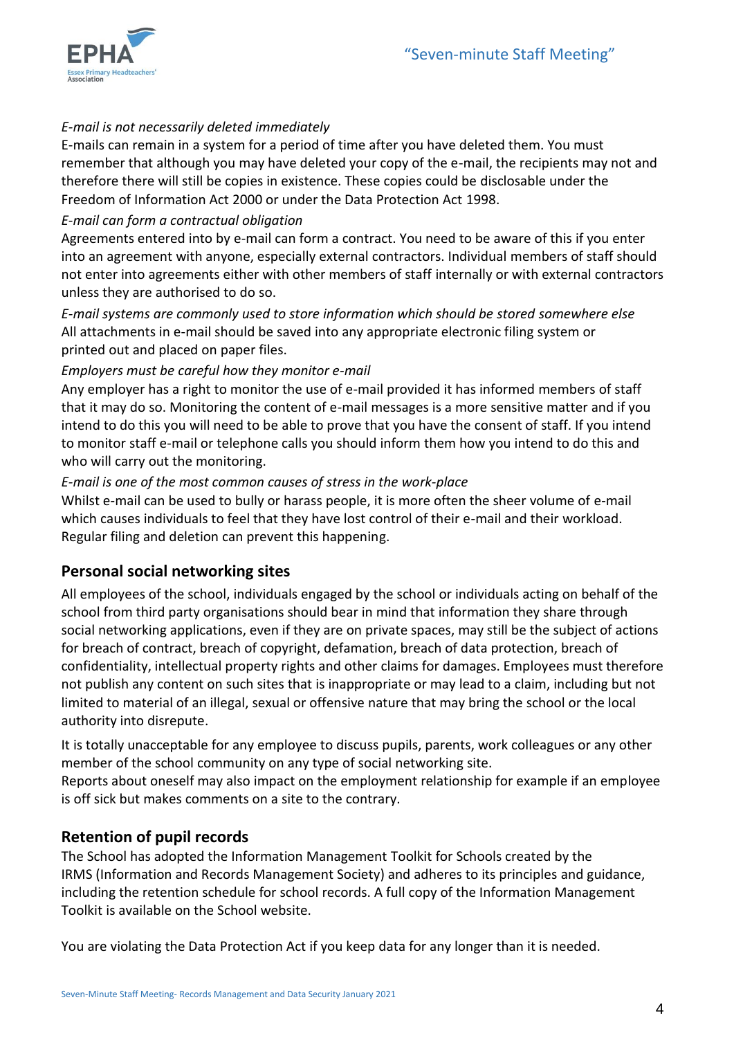*E-mail is not necessarily deleted immediately*

E-mails can remain in a system for a period of time after you have deleted them. You must remember that although you may have deleted your copy of the e-mail, the recipients may not and therefore there will still be copies in existence. These copies could be disclosable under the Freedom of Information Act 2000 or under the Data Protection Act 1998.

*E-mail can form a contractual obligation*

Agreements entered into by e-mail can form a contract. You need to be aware of this if you enter into an agreement with anyone, especially external contractors. Individual members of staff should not enter into agreements either with other members of staff internally or with external contractors unless they are authorised to do so.

*E-mail systems are commonly used to store information which should be stored somewhere else*

All attachments in e-mail should be saved into any appropriate electronic filing system or printed out and placed on paper files.

*Employers must be careful how they monitor e-mail*

Any employer has a right to monitor the use of e-mail provided it has informed members of staff that it may do so. Monitoring the content of e-mail messages is a more sensitive matter and if you intend to do this you will need to be able to prove that you have the consent of staff. If you intend to monitor staff e-mail or telephone calls you should inform them how you intend to do this and who will carry out the monitoring.

*E-mail is one of the most common causes of stress in the work-place*

Whilst e-mail can be used to bully or harass people, it is more often the sheer volume of e-mail which causes individuals to feel that they have lost control of their e-mail and their workload. Regular filing and deletion can prevent this happening.

## Personal social networking sites

All employees of the school, individuals engaged by the school or individuals acting on behalf of the school from third party organisations should bear in mind that information they share through social networking applications, even if they are on private spaces, may still be the subject of actions for breach of contract, breach of copyright, defamation, breach of data protection, breach of confidentiality, intellectual property rights and other claims for damages. Employees must therefore not publish any content on such sites that is inappropriate or may lead to a claim, including but not limited to material of an illegal, sexual or offensive nature that may bring the school or the local authority into disrepute.

It is totally unacceptable for any employee to discuss pupils, parents, work colleagues or any other member of the school community on any type of social networking site.
Reports about oneself may also impact on the employment relationship for example if an employee is off sick but makes comments on a site to the contrary.

## Retention of pupil records

The School has adopted the Information Management Toolkit for Schools created by the IRMS (Information and Records Management Society) and adheres to its principles and guidance, including the retention schedule for school records. A full copy of the Information Management Toolkit is available on the School website.

You are violating the Data Protection Act if you keep data for any longer than it is needed.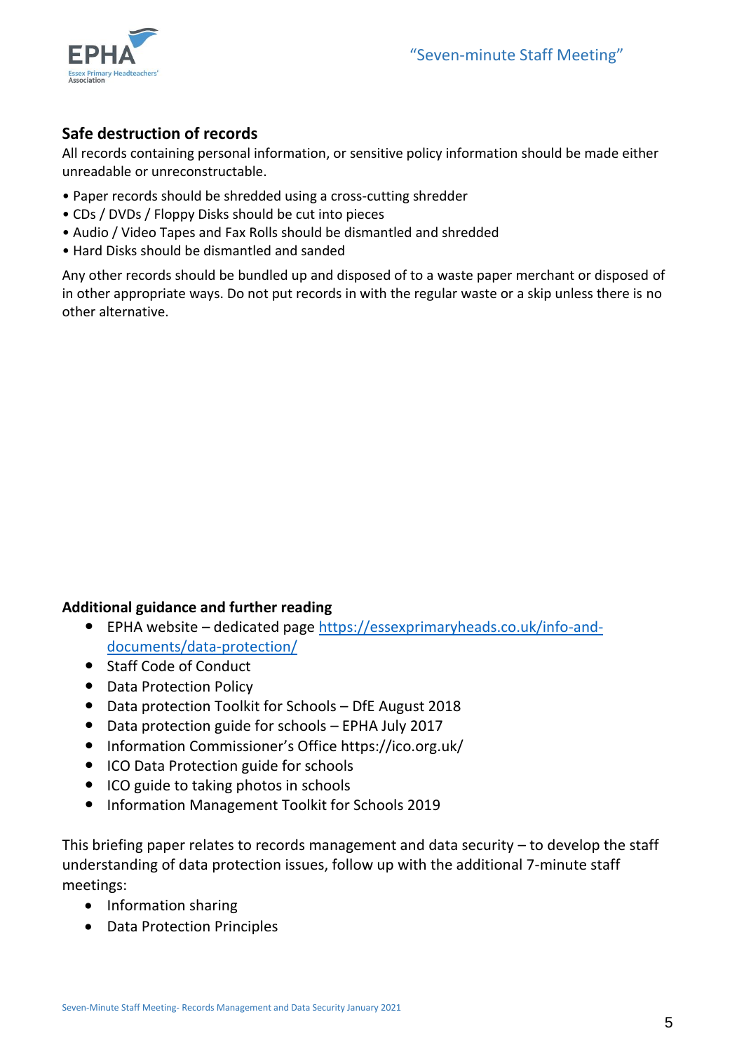## Safe destruction of records

All records containing personal information, or sensitive policy information should be made either unreadable or unreconstructable.

- Paper records should be shredded using a cross-cutting shredder
- CDs / DVDs / Floppy Disks should be cut into pieces
- Audio / Video Tapes and Fax Rolls should be dismantled and shredded
- Hard Disks should be dismantled and sanded

Any other records should be bundled up and disposed of to a waste paper merchant or disposed of in other appropriate ways. Do not put records in with the regular waste or a skip unless there is no other alternative.

## Additional guidance and further reading

- EPHA website – dedicated page https://essexprimaryheads.co.uk/info-and-documents/data-protection/
- Staff Code of Conduct
- Data Protection Policy
- Data protection Toolkit for Schools – DfE August 2018
- Data protection guide for schools – EPHA July 2017
- Information Commissioner's Office https://ico.org.uk/
- ICO Data Protection guide for schools
- ICO guide to taking photos in schools
- Information Management Toolkit for Schools 2019

This briefing paper relates to records management and data security – to develop the staff understanding of data protection issues, follow up with the additional 7-minute staff meetings:

- Information sharing
- Data Protection Principles